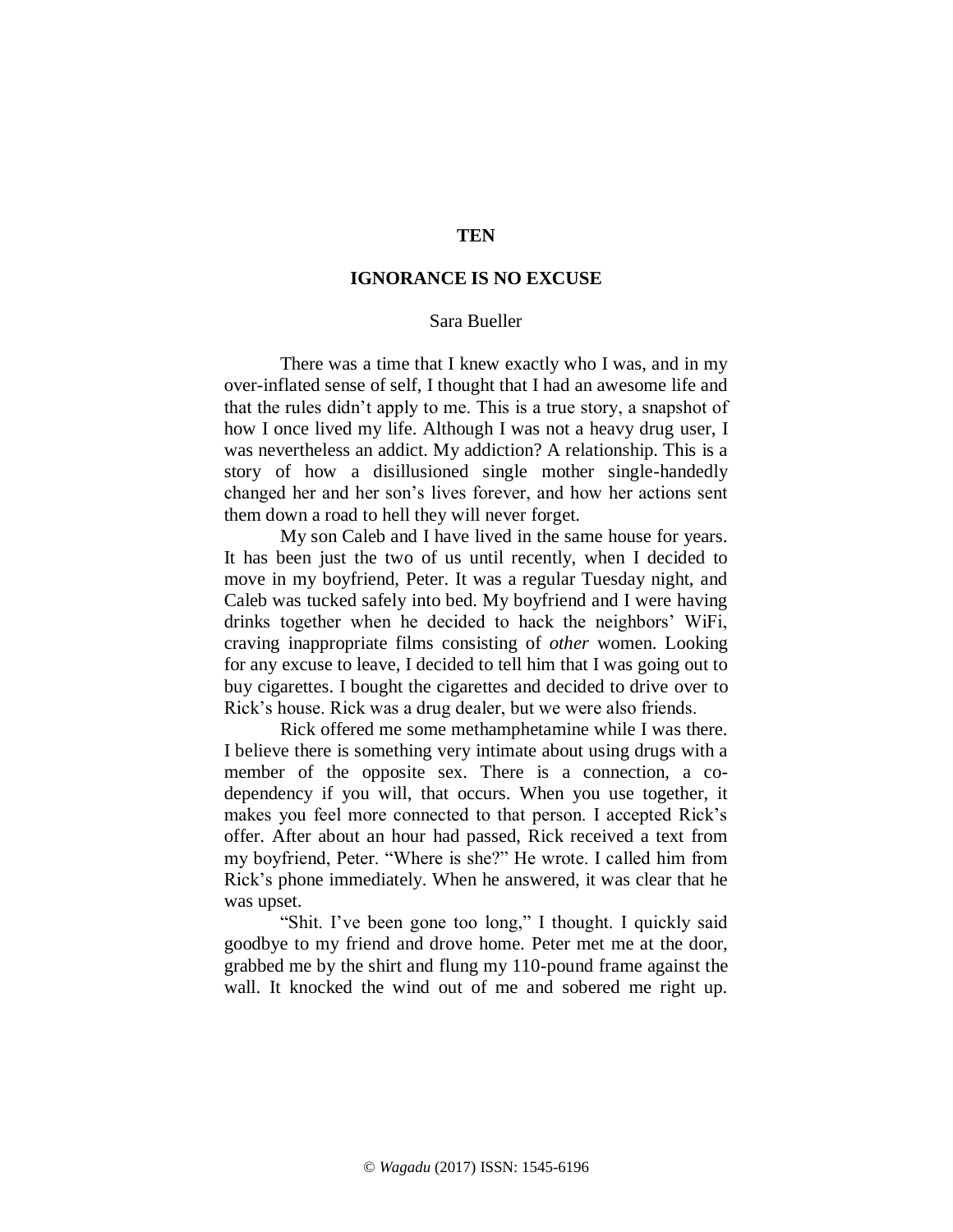# TEN

## IGNORANCE IS NO EXCUSE

Sara Bueller

There was a time that I knew exactly who I was, and in my over-inflated sense of self, I thought that I had an awesome life and that the rules didn't apply to me. This is a true story, a snapshot of how I once lived my life. Although I was not a heavy drug user, I was nevertheless an addict. My addiction? A relationship. This is a story of how a disillusioned single mother single-handedly changed her and her son's lives forever, and how her actions sent them down a road to hell they will never forget.

My son Caleb and I have lived in the same house for years. It has been just the two of us until recently, when I decided to move in my boyfriend, Peter. It was a regular Tuesday night, and Caleb was tucked safely into bed. My boyfriend and I were having drinks together when he decided to hack the neighbors' WiFi, craving inappropriate films consisting of *other* women. Looking for any excuse to leave, I decided to tell him that I was going out to buy cigarettes. I bought the cigarettes and decided to drive over to Rick's house. Rick was a drug dealer, but we were also friends.

Rick offered me some methamphetamine while I was there. I believe there is something very intimate about using drugs with a member of the opposite sex. There is a connection, a co-dependency if you will, that occurs. When you use together, it makes you feel more connected to that person. I accepted Rick's offer. After about an hour had passed, Rick received a text from my boyfriend, Peter. "Where is she?" He wrote. I called him from Rick's phone immediately. When he answered, it was clear that he was upset.

"Shit. I've been gone too long," I thought. I quickly said goodbye to my friend and drove home. Peter met me at the door, grabbed me by the shirt and flung my 110-pound frame against the wall. It knocked the wind out of me and sobered me right up.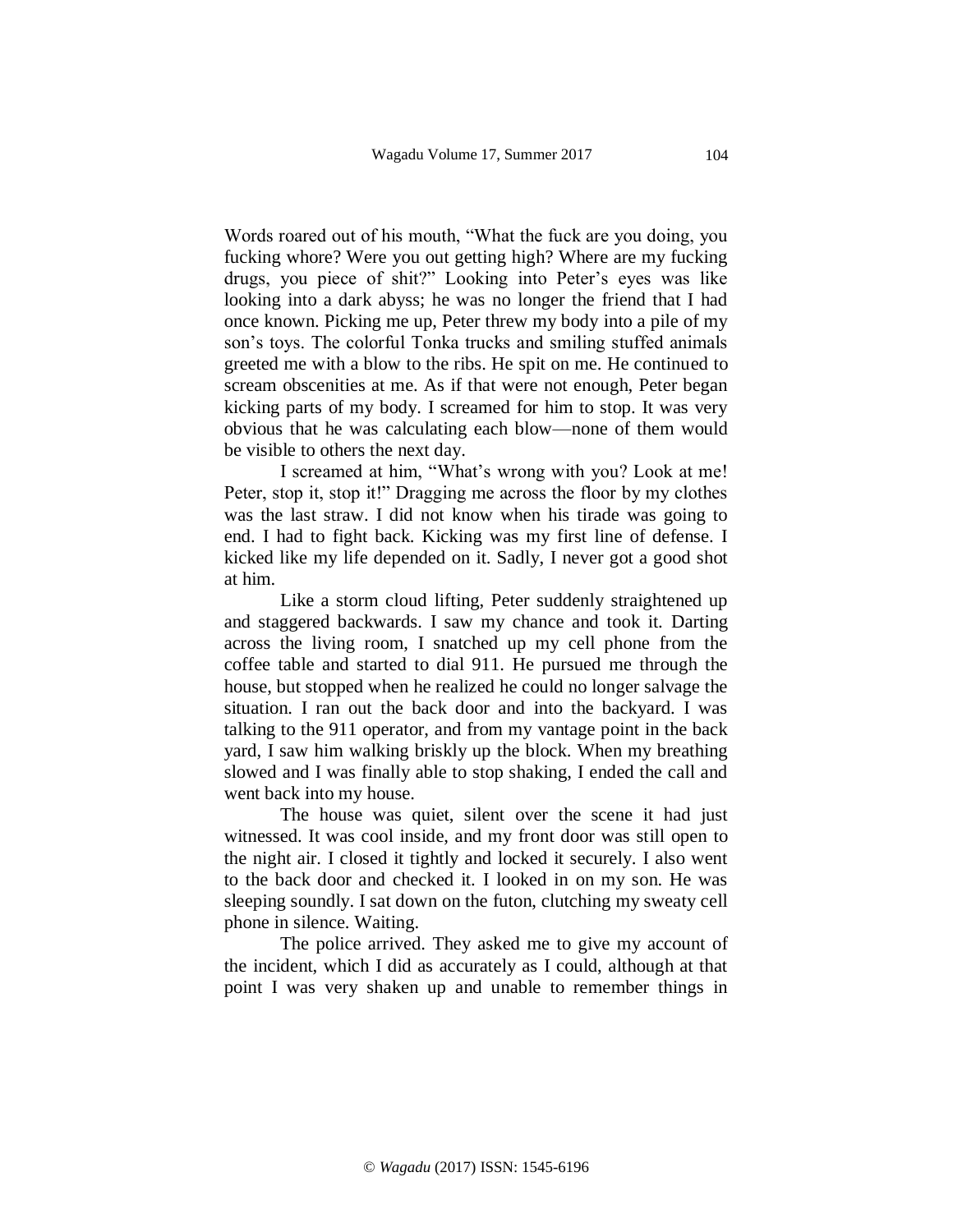Words roared out of his mouth, "What the fuck are you doing, you fucking whore? Were you out getting high? Where are my fucking drugs, you piece of shit?" Looking into Peter's eyes was like looking into a dark abyss; he was no longer the friend that I had once known. Picking me up, Peter threw my body into a pile of my son's toys. The colorful Tonka trucks and smiling stuffed animals greeted me with a blow to the ribs. He spit on me. He continued to scream obscenities at me. As if that were not enough, Peter began kicking parts of my body. I screamed for him to stop. It was very obvious that he was calculating each blow—none of them would be visible to others the next day.

I screamed at him, "What's wrong with you? Look at me! Peter, stop it, stop it!" Dragging me across the floor by my clothes was the last straw. I did not know when his tirade was going to end. I had to fight back. Kicking was my first line of defense. I kicked like my life depended on it. Sadly, I never got a good shot at him.

Like a storm cloud lifting, Peter suddenly straightened up and staggered backwards. I saw my chance and took it. Darting across the living room, I snatched up my cell phone from the coffee table and started to dial 911. He pursued me through the house, but stopped when he realized he could no longer salvage the situation. I ran out the back door and into the backyard. I was talking to the 911 operator, and from my vantage point in the back yard, I saw him walking briskly up the block. When my breathing slowed and I was finally able to stop shaking, I ended the call and went back into my house.

The house was quiet, silent over the scene it had just witnessed. It was cool inside, and my front door was still open to the night air. I closed it tightly and locked it securely. I also went to the back door and checked it. I looked in on my son. He was sleeping soundly. I sat down on the futon, clutching my sweaty cell phone in silence. Waiting.

The police arrived. They asked me to give my account of the incident, which I did as accurately as I could, although at that point I was very shaken up and unable to remember things in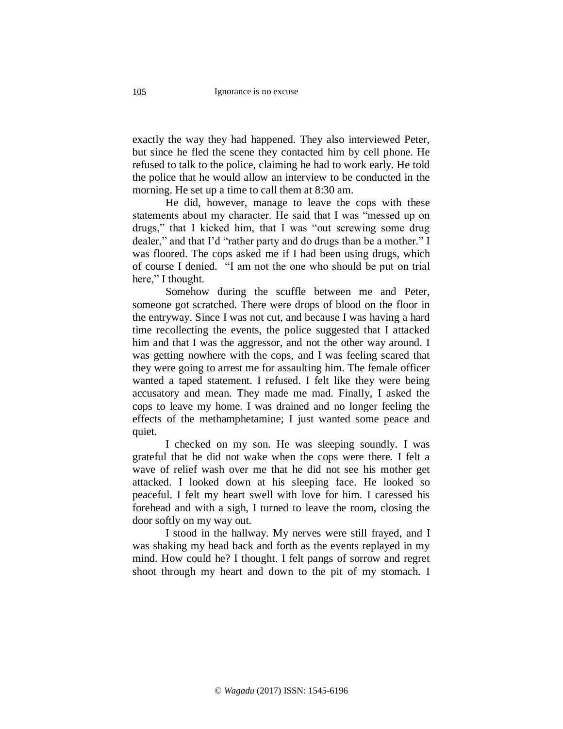exactly the way they had happened. They also interviewed Peter, but since he fled the scene they contacted him by cell phone. He refused to talk to the police, claiming he had to work early. He told the police that he would allow an interview to be conducted in the morning. He set up a time to call them at 8:30 am.

He did, however, manage to leave the cops with these statements about my character. He said that I was "messed up on drugs," that I kicked him, that I was "out screwing some drug dealer," and that I'd "rather party and do drugs than be a mother." I was floored. The cops asked me if I had been using drugs, which of course I denied. "I am not the one who should be put on trial here," I thought.

Somehow during the scuffle between me and Peter, someone got scratched. There were drops of blood on the floor in the entryway. Since I was not cut, and because I was having a hard time recollecting the events, the police suggested that I attacked him and that I was the aggressor, and not the other way around. I was getting nowhere with the cops, and I was feeling scared that they were going to arrest me for assaulting him. The female officer wanted a taped statement. I refused. I felt like they were being accusatory and mean. They made me mad. Finally, I asked the cops to leave my home. I was drained and no longer feeling the effects of the methamphetamine; I just wanted some peace and quiet.

I checked on my son. He was sleeping soundly. I was grateful that he did not wake when the cops were there. I felt a wave of relief wash over me that he did not see his mother get attacked. I looked down at his sleeping face. He looked so peaceful. I felt my heart swell with love for him. I caressed his forehead and with a sigh, I turned to leave the room, closing the door softly on my way out.

I stood in the hallway. My nerves were still frayed, and I was shaking my head back and forth as the events replayed in my mind. How could he? I thought. I felt pangs of sorrow and regret shoot through my heart and down to the pit of my stomach. I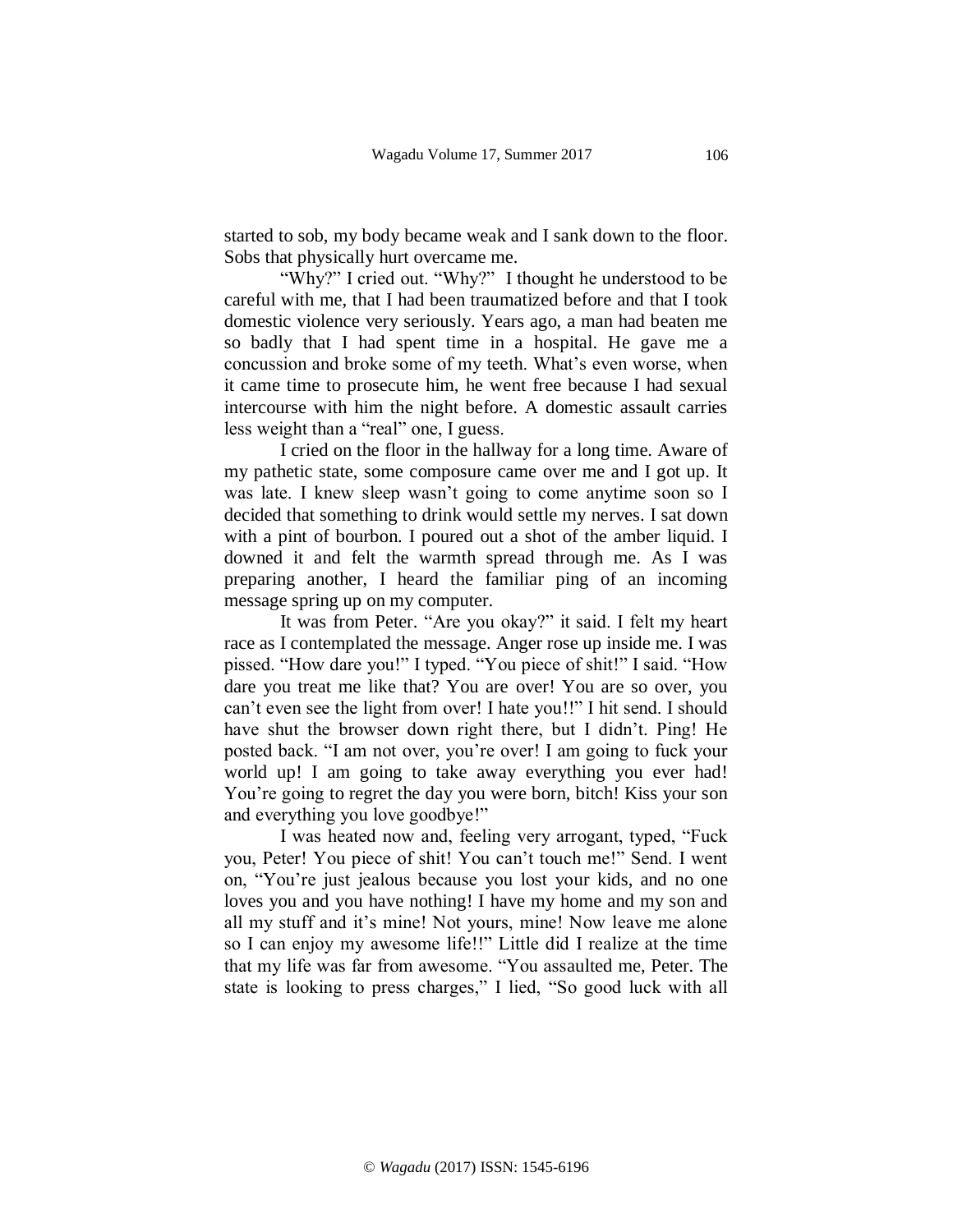started to sob, my body became weak and I sank down to the floor. Sobs that physically hurt overcame me.

"Why?" I cried out. "Why?" I thought he understood to be careful with me, that I had been traumatized before and that I took domestic violence very seriously. Years ago, a man had beaten me so badly that I had spent time in a hospital. He gave me a concussion and broke some of my teeth. What's even worse, when it came time to prosecute him, he went free because I had sexual intercourse with him the night before. A domestic assault carries less weight than a "real" one, I guess.

I cried on the floor in the hallway for a long time. Aware of my pathetic state, some composure came over me and I got up. It was late. I knew sleep wasn't going to come anytime soon so I decided that something to drink would settle my nerves. I sat down with a pint of bourbon. I poured out a shot of the amber liquid. I downed it and felt the warmth spread through me. As I was preparing another, I heard the familiar ping of an incoming message spring up on my computer.

It was from Peter. "Are you okay?" it said. I felt my heart race as I contemplated the message. Anger rose up inside me. I was pissed. "How dare you!" I typed. "You piece of shit!" I said. "How dare you treat me like that? You are over! You are so over, you can't even see the light from over! I hate you!!" I hit send. I should have shut the browser down right there, but I didn't. Ping! He posted back. "I am not over, you're over! I am going to fuck your world up! I am going to take away everything you ever had! You're going to regret the day you were born, bitch! Kiss your son and everything you love goodbye!"

I was heated now and, feeling very arrogant, typed, "Fuck you, Peter! You piece of shit! You can't touch me!" Send. I went on, "You're just jealous because you lost your kids, and no one loves you and you have nothing! I have my home and my son and all my stuff and it's mine! Not yours, mine! Now leave me alone so I can enjoy my awesome life!!" Little did I realize at the time that my life was far from awesome. "You assaulted me, Peter. The state is looking to press charges," I lied, "So good luck with all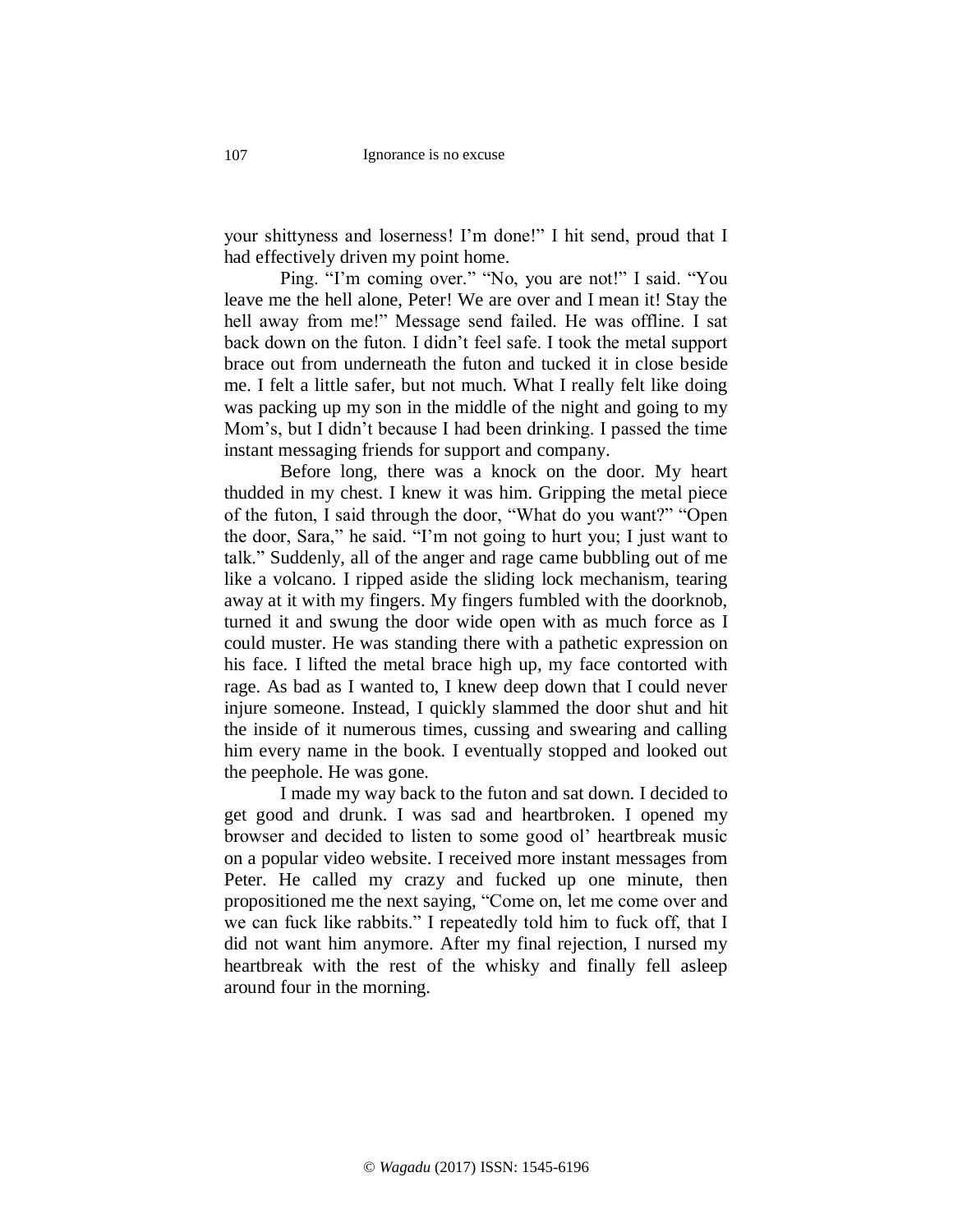your shittyness and loserness! I'm done!" I hit send, proud that I had effectively driven my point home.

Ping. "I'm coming over." "No, you are not!" I said. "You leave me the hell alone, Peter! We are over and I mean it! Stay the hell away from me!" Message send failed. He was offline. I sat back down on the futon. I didn't feel safe. I took the metal support brace out from underneath the futon and tucked it in close beside me. I felt a little safer, but not much. What I really felt like doing was packing up my son in the middle of the night and going to my Mom's, but I didn't because I had been drinking. I passed the time instant messaging friends for support and company.

Before long, there was a knock on the door. My heart thudded in my chest. I knew it was him. Gripping the metal piece of the futon, I said through the door, "What do you want?" "Open the door, Sara," he said. "I'm not going to hurt you; I just want to talk." Suddenly, all of the anger and rage came bubbling out of me like a volcano. I ripped aside the sliding lock mechanism, tearing away at it with my fingers. My fingers fumbled with the doorknob, turned it and swung the door wide open with as much force as I could muster. He was standing there with a pathetic expression on his face. I lifted the metal brace high up, my face contorted with rage. As bad as I wanted to, I knew deep down that I could never injure someone. Instead, I quickly slammed the door shut and hit the inside of it numerous times, cussing and swearing and calling him every name in the book. I eventually stopped and looked out the peephole. He was gone.

I made my way back to the futon and sat down. I decided to get good and drunk. I was sad and heartbroken. I opened my browser and decided to listen to some good ol' heartbreak music on a popular video website. I received more instant messages from Peter. He called my crazy and fucked up one minute, then propositioned me the next saying, "Come on, let me come over and we can fuck like rabbits." I repeatedly told him to fuck off, that I did not want him anymore. After my final rejection, I nursed my heartbreak with the rest of the whisky and finally fell asleep around four in the morning.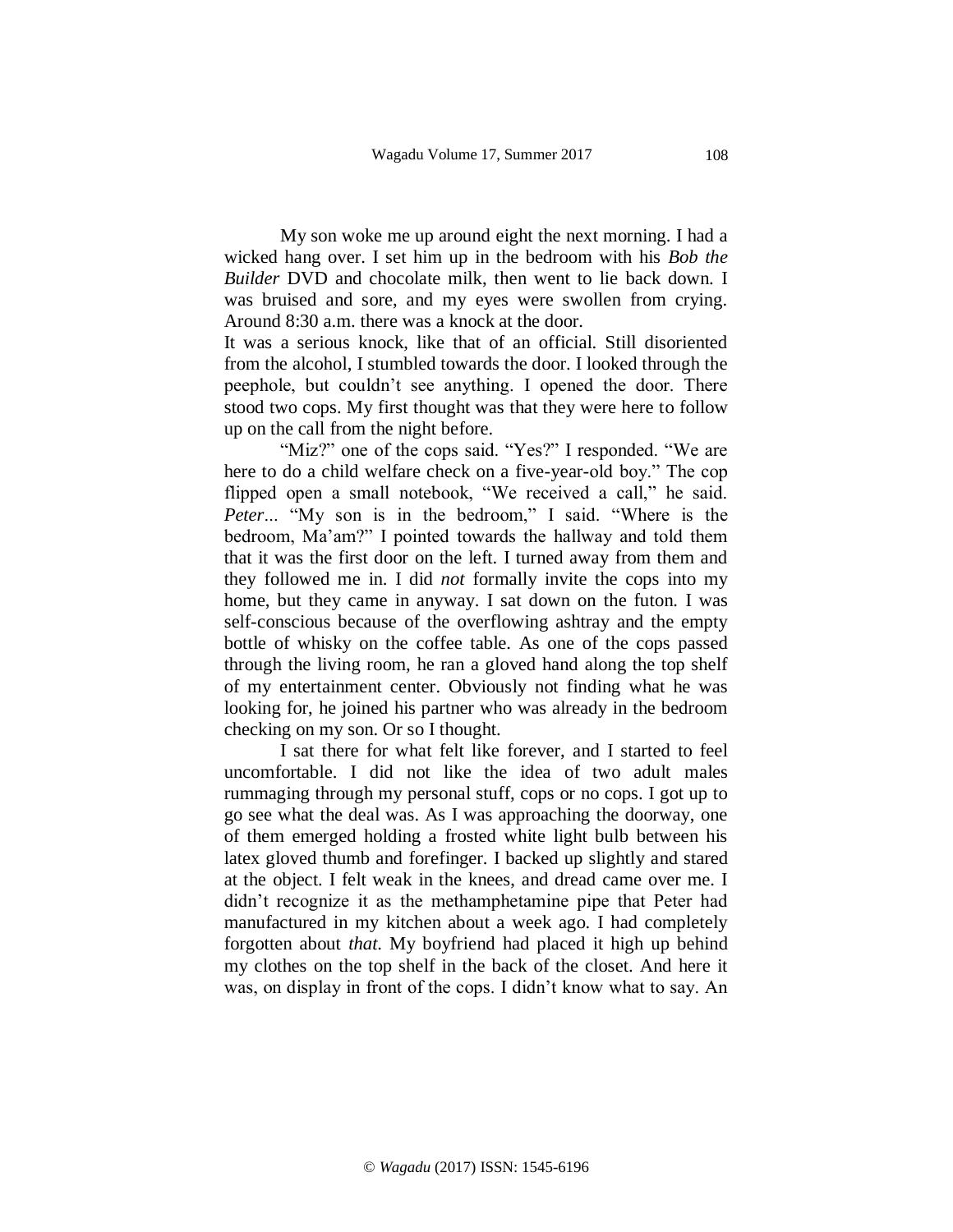My son woke me up around eight the next morning. I had a wicked hang over. I set him up in the bedroom with his *Bob the Builder* DVD and chocolate milk, then went to lie back down. I was bruised and sore, and my eyes were swollen from crying. Around 8:30 a.m. there was a knock at the door.

It was a serious knock, like that of an official. Still disoriented from the alcohol, I stumbled towards the door. I looked through the peephole, but couldn't see anything. I opened the door. There stood two cops. My first thought was that they were here to follow up on the call from the night before.

"Miz?" one of the cops said. "Yes?" I responded. "We are here to do a child welfare check on a five-year-old boy." The cop flipped open a small notebook, "We received a call," he said. *Peter*... "My son is in the bedroom," I said. "Where is the bedroom, Ma'am?" I pointed towards the hallway and told them that it was the first door on the left. I turned away from them and they followed me in. I did *not* formally invite the cops into my home, but they came in anyway. I sat down on the futon. I was self-conscious because of the overflowing ashtray and the empty bottle of whisky on the coffee table. As one of the cops passed through the living room, he ran a gloved hand along the top shelf of my entertainment center. Obviously not finding what he was looking for, he joined his partner who was already in the bedroom checking on my son. Or so I thought.

I sat there for what felt like forever, and I started to feel uncomfortable. I did not like the idea of two adult males rummaging through my personal stuff, cops or no cops. I got up to go see what the deal was. As I was approaching the doorway, one of them emerged holding a frosted white light bulb between his latex gloved thumb and forefinger. I backed up slightly and stared at the object. I felt weak in the knees, and dread came over me. I didn't recognize it as the methamphetamine pipe that Peter had manufactured in my kitchen about a week ago. I had completely forgotten about *that*. My boyfriend had placed it high up behind my clothes on the top shelf in the back of the closet. And here it was, on display in front of the cops. I didn't know what to say. An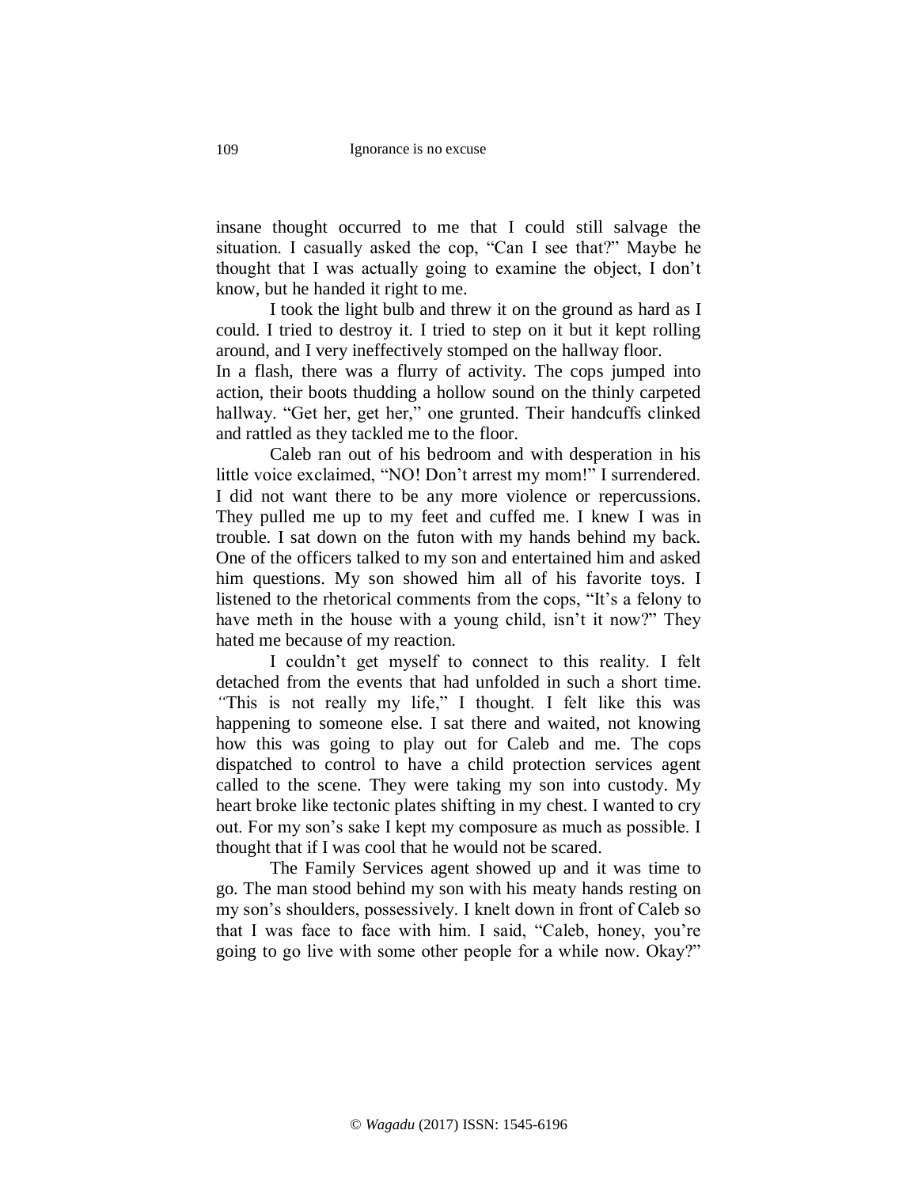insane thought occurred to me that I could still salvage the situation. I casually asked the cop, "Can I see that?" Maybe he thought that I was actually going to examine the object, I don't know, but he handed it right to me.

I took the light bulb and threw it on the ground as hard as I could. I tried to destroy it. I tried to step on it but it kept rolling around, and I very ineffectively stomped on the hallway floor.

In a flash, there was a flurry of activity. The cops jumped into action, their boots thudding a hollow sound on the thinly carpeted hallway. "Get her, get her," one grunted. Their handcuffs clinked and rattled as they tackled me to the floor.

Caleb ran out of his bedroom and with desperation in his little voice exclaimed, "NO! Don't arrest my mom!" I surrendered. I did not want there to be any more violence or repercussions. They pulled me up to my feet and cuffed me. I knew I was in trouble. I sat down on the futon with my hands behind my back. One of the officers talked to my son and entertained him and asked him questions. My son showed him all of his favorite toys. I listened to the rhetorical comments from the cops, "It's a felony to have meth in the house with a young child, isn't it now?" They hated me because of my reaction.

I couldn't get myself to connect to this reality. I felt detached from the events that had unfolded in such a short time. *"*This is not really my life," I thought. I felt like this was happening to someone else. I sat there and waited, not knowing how this was going to play out for Caleb and me. The cops dispatched to control to have a child protection services agent called to the scene. They were taking my son into custody. My heart broke like tectonic plates shifting in my chest. I wanted to cry out. For my son's sake I kept my composure as much as possible. I thought that if I was cool that he would not be scared.

The Family Services agent showed up and it was time to go. The man stood behind my son with his meaty hands resting on my son's shoulders, possessively. I knelt down in front of Caleb so that I was face to face with him. I said, "Caleb, honey, you're going to go live with some other people for a while now. Okay?"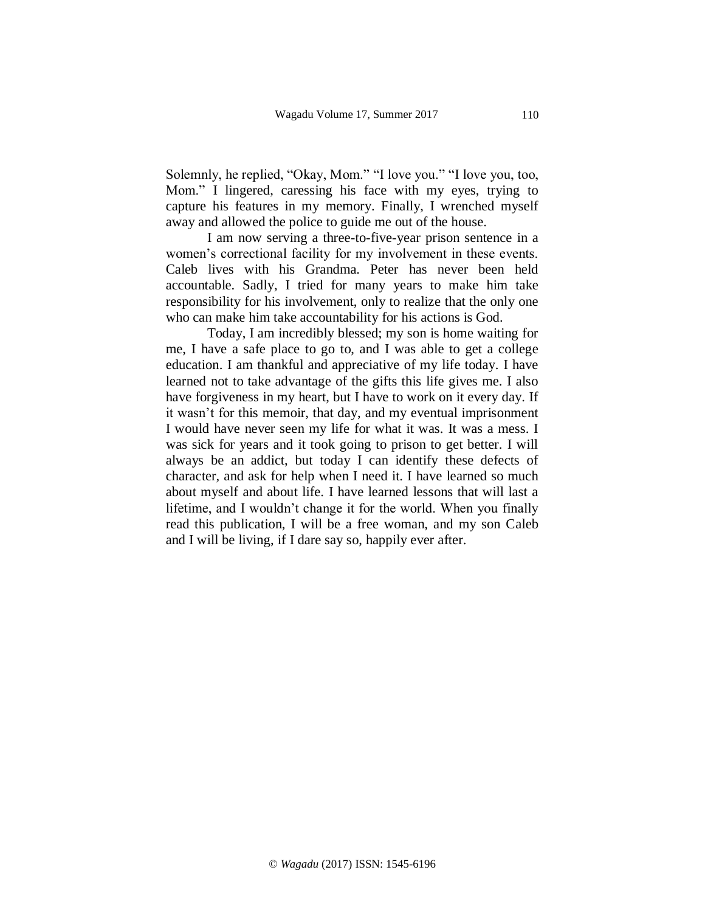Solemnly, he replied, "Okay, Mom." "I love you." "I love you, too, Mom." I lingered, caressing his face with my eyes, trying to capture his features in my memory. Finally, I wrenched myself away and allowed the police to guide me out of the house.

I am now serving a three-to-five-year prison sentence in a women's correctional facility for my involvement in these events. Caleb lives with his Grandma. Peter has never been held accountable. Sadly, I tried for many years to make him take responsibility for his involvement, only to realize that the only one who can make him take accountability for his actions is God.

Today, I am incredibly blessed; my son is home waiting for me, I have a safe place to go to, and I was able to get a college education. I am thankful and appreciative of my life today. I have learned not to take advantage of the gifts this life gives me. I also have forgiveness in my heart, but I have to work on it every day. If it wasn't for this memoir, that day, and my eventual imprisonment I would have never seen my life for what it was. It was a mess. I was sick for years and it took going to prison to get better. I will always be an addict, but today I can identify these defects of character, and ask for help when I need it. I have learned so much about myself and about life. I have learned lessons that will last a lifetime, and I wouldn't change it for the world. When you finally read this publication, I will be a free woman, and my son Caleb and I will be living, if I dare say so, happily ever after.